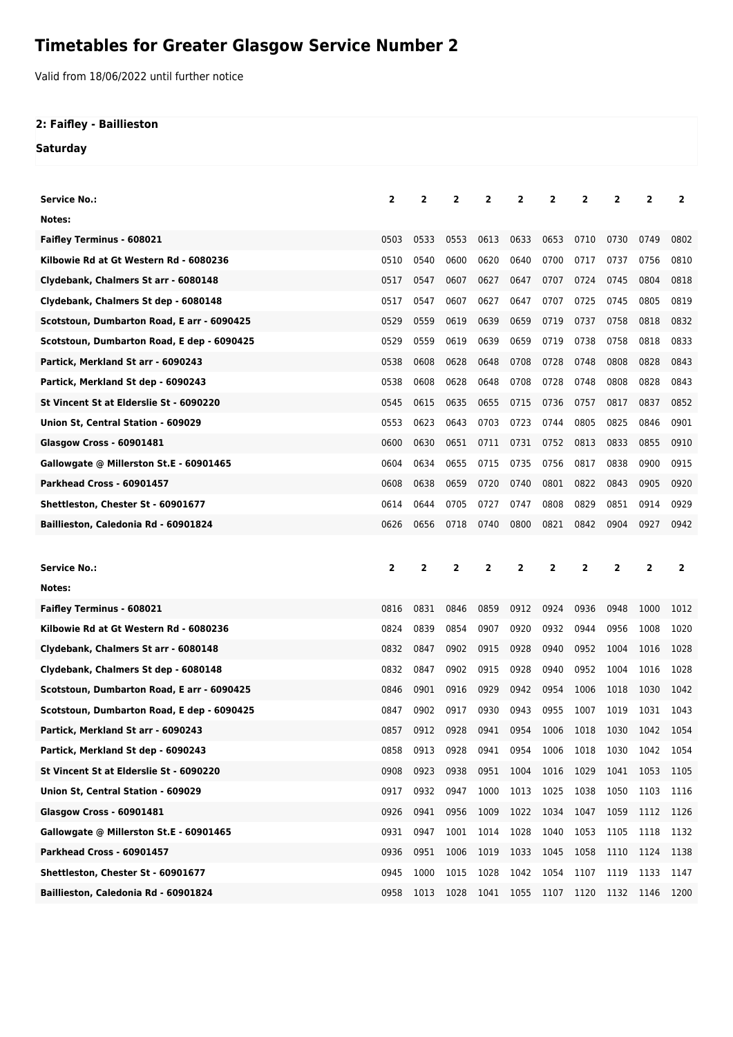# Timetables for Greater Glasgow Service Number 2

Valid from 18/06/2022 until further notice

## 2: Faifley - Baillieston

### Saturday

| Service No.: | 2 | 2 | 2 | 2 | 2 | 2 | 2 | 2 | 2 | 2 |
|---|---|---|---|---|---|---|---|---|---|---|
| Notes: | | | | | | | | | | |
| Faifley Terminus - 608021 | 0503 | 0533 | 0553 | 0613 | 0633 | 0653 | 0710 | 0730 | 0749 | 0802 |
| Kilbowie Rd at Gt Western Rd - 6080236 | 0510 | 0540 | 0600 | 0620 | 0640 | 0700 | 0717 | 0737 | 0756 | 0810 |
| Clydebank, Chalmers St arr - 6080148 | 0517 | 0547 | 0607 | 0627 | 0647 | 0707 | 0724 | 0745 | 0804 | 0818 |
| Clydebank, Chalmers St dep - 6080148 | 0517 | 0547 | 0607 | 0627 | 0647 | 0707 | 0725 | 0745 | 0805 | 0819 |
| Scotstoun, Dumbarton Road, E arr - 6090425 | 0529 | 0559 | 0619 | 0639 | 0659 | 0719 | 0737 | 0758 | 0818 | 0832 |
| Scotstoun, Dumbarton Road, E dep - 6090425 | 0529 | 0559 | 0619 | 0639 | 0659 | 0719 | 0738 | 0758 | 0818 | 0833 |
| Partick, Merkland St arr - 6090243 | 0538 | 0608 | 0628 | 0648 | 0708 | 0728 | 0748 | 0808 | 0828 | 0843 |
| Partick, Merkland St dep - 6090243 | 0538 | 0608 | 0628 | 0648 | 0708 | 0728 | 0748 | 0808 | 0828 | 0843 |
| St Vincent St at Elderslie St - 6090220 | 0545 | 0615 | 0635 | 0655 | 0715 | 0736 | 0757 | 0817 | 0837 | 0852 |
| Union St, Central Station - 609029 | 0553 | 0623 | 0643 | 0703 | 0723 | 0744 | 0805 | 0825 | 0846 | 0901 |
| Glasgow Cross - 60901481 | 0600 | 0630 | 0651 | 0711 | 0731 | 0752 | 0813 | 0833 | 0855 | 0910 |
| Gallowgate @ Millerston St.E - 60901465 | 0604 | 0634 | 0655 | 0715 | 0735 | 0756 | 0817 | 0838 | 0900 | 0915 |
| Parkhead Cross - 60901457 | 0608 | 0638 | 0659 | 0720 | 0740 | 0801 | 0822 | 0843 | 0905 | 0920 |
| Shettleston, Chester St - 60901677 | 0614 | 0644 | 0705 | 0727 | 0747 | 0808 | 0829 | 0851 | 0914 | 0929 |
| Baillieston, Caledonia Rd - 60901824 | 0626 | 0656 | 0718 | 0740 | 0800 | 0821 | 0842 | 0904 | 0927 | 0942 |

| Service No.: | 2 | 2 | 2 | 2 | 2 | 2 | 2 | 2 | 2 | 2 |
|---|---|---|---|---|---|---|---|---|---|---|
| Notes: | | | | | | | | | | |
| Faifley Terminus - 608021 | 0816 | 0831 | 0846 | 0859 | 0912 | 0924 | 0936 | 0948 | 1000 | 1012 |
| Kilbowie Rd at Gt Western Rd - 6080236 | 0824 | 0839 | 0854 | 0907 | 0920 | 0932 | 0944 | 0956 | 1008 | 1020 |
| Clydebank, Chalmers St arr - 6080148 | 0832 | 0847 | 0902 | 0915 | 0928 | 0940 | 0952 | 1004 | 1016 | 1028 |
| Clydebank, Chalmers St dep - 6080148 | 0832 | 0847 | 0902 | 0915 | 0928 | 0940 | 0952 | 1004 | 1016 | 1028 |
| Scotstoun, Dumbarton Road, E arr - 6090425 | 0846 | 0901 | 0916 | 0929 | 0942 | 0954 | 1006 | 1018 | 1030 | 1042 |
| Scotstoun, Dumbarton Road, E dep - 6090425 | 0847 | 0902 | 0917 | 0930 | 0943 | 0955 | 1007 | 1019 | 1031 | 1043 |
| Partick, Merkland St arr - 6090243 | 0857 | 0912 | 0928 | 0941 | 0954 | 1006 | 1018 | 1030 | 1042 | 1054 |
| Partick, Merkland St dep - 6090243 | 0858 | 0913 | 0928 | 0941 | 0954 | 1006 | 1018 | 1030 | 1042 | 1054 |
| St Vincent St at Elderslie St - 6090220 | 0908 | 0923 | 0938 | 0951 | 1004 | 1016 | 1029 | 1041 | 1053 | 1105 |
| Union St, Central Station - 609029 | 0917 | 0932 | 0947 | 1000 | 1013 | 1025 | 1038 | 1050 | 1103 | 1116 |
| Glasgow Cross - 60901481 | 0926 | 0941 | 0956 | 1009 | 1022 | 1034 | 1047 | 1059 | 1112 | 1126 |
| Gallowgate @ Millerston St.E - 60901465 | 0931 | 0947 | 1001 | 1014 | 1028 | 1040 | 1053 | 1105 | 1118 | 1132 |
| Parkhead Cross - 60901457 | 0936 | 0951 | 1006 | 1019 | 1033 | 1045 | 1058 | 1110 | 1124 | 1138 |
| Shettleston, Chester St - 60901677 | 0945 | 1000 | 1015 | 1028 | 1042 | 1054 | 1107 | 1119 | 1133 | 1147 |
| Baillieston, Caledonia Rd - 60901824 | 0958 | 1013 | 1028 | 1041 | 1055 | 1107 | 1120 | 1132 | 1146 | 1200 |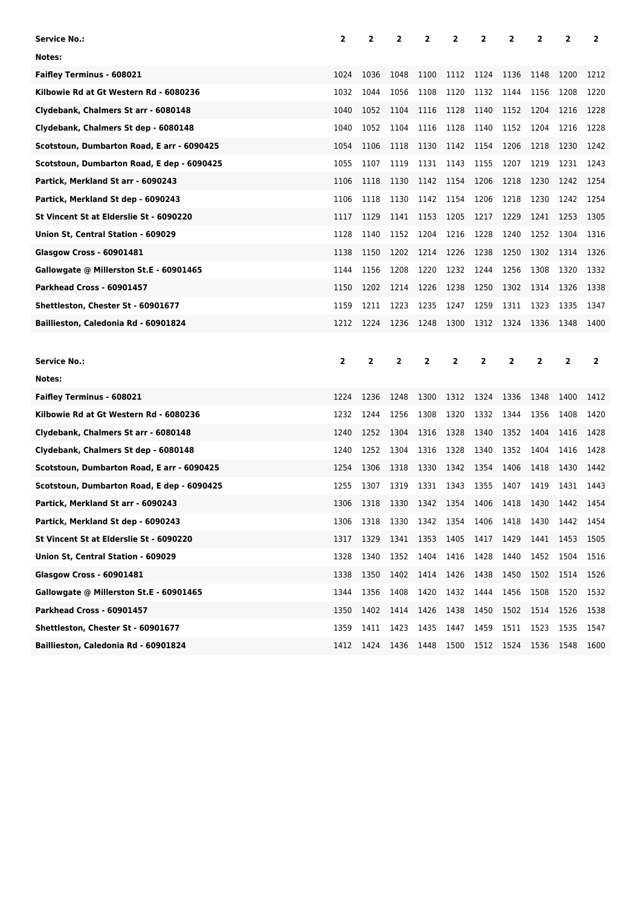| Service No.: | 2 | 2 | 2 | 2 | 2 | 2 | 2 | 2 | 2 | 2 |
|---|---|---|---|---|---|---|---|---|---|---|
| Notes: | | | | | | | | | | |
| Faifley Terminus - 608021 | 1024 | 1036 | 1048 | 1100 | 1112 | 1124 | 1136 | 1148 | 1200 | 1212 |
| Kilbowie Rd at Gt Western Rd - 6080236 | 1032 | 1044 | 1056 | 1108 | 1120 | 1132 | 1144 | 1156 | 1208 | 1220 |
| Clydebank, Chalmers St arr - 6080148 | 1040 | 1052 | 1104 | 1116 | 1128 | 1140 | 1152 | 1204 | 1216 | 1228 |
| Clydebank, Chalmers St dep - 6080148 | 1040 | 1052 | 1104 | 1116 | 1128 | 1140 | 1152 | 1204 | 1216 | 1228 |
| Scotstoun, Dumbarton Road, E arr - 6090425 | 1054 | 1106 | 1118 | 1130 | 1142 | 1154 | 1206 | 1218 | 1230 | 1242 |
| Scotstoun, Dumbarton Road, E dep - 6090425 | 1055 | 1107 | 1119 | 1131 | 1143 | 1155 | 1207 | 1219 | 1231 | 1243 |
| Partick, Merkland St arr - 6090243 | 1106 | 1118 | 1130 | 1142 | 1154 | 1206 | 1218 | 1230 | 1242 | 1254 |
| Partick, Merkland St dep - 6090243 | 1106 | 1118 | 1130 | 1142 | 1154 | 1206 | 1218 | 1230 | 1242 | 1254 |
| St Vincent St at Elderslie St - 6090220 | 1117 | 1129 | 1141 | 1153 | 1205 | 1217 | 1229 | 1241 | 1253 | 1305 |
| Union St, Central Station - 609029 | 1128 | 1140 | 1152 | 1204 | 1216 | 1228 | 1240 | 1252 | 1304 | 1316 |
| Glasgow Cross - 60901481 | 1138 | 1150 | 1202 | 1214 | 1226 | 1238 | 1250 | 1302 | 1314 | 1326 |
| Gallowgate @ Millerston St.E - 60901465 | 1144 | 1156 | 1208 | 1220 | 1232 | 1244 | 1256 | 1308 | 1320 | 1332 |
| Parkhead Cross - 60901457 | 1150 | 1202 | 1214 | 1226 | 1238 | 1250 | 1302 | 1314 | 1326 | 1338 |
| Shettleston, Chester St - 60901677 | 1159 | 1211 | 1223 | 1235 | 1247 | 1259 | 1311 | 1323 | 1335 | 1347 |
| Baillieston, Caledonia Rd - 60901824 | 1212 | 1224 | 1236 | 1248 | 1300 | 1312 | 1324 | 1336 | 1348 | 1400 |

| Service No.: | 2 | 2 | 2 | 2 | 2 | 2 | 2 | 2 | 2 | 2 |
|---|---|---|---|---|---|---|---|---|---|---|
| Notes: | | | | | | | | | | |
| Faifley Terminus - 608021 | 1224 | 1236 | 1248 | 1300 | 1312 | 1324 | 1336 | 1348 | 1400 | 1412 |
| Kilbowie Rd at Gt Western Rd - 6080236 | 1232 | 1244 | 1256 | 1308 | 1320 | 1332 | 1344 | 1356 | 1408 | 1420 |
| Clydebank, Chalmers St arr - 6080148 | 1240 | 1252 | 1304 | 1316 | 1328 | 1340 | 1352 | 1404 | 1416 | 1428 |
| Clydebank, Chalmers St dep - 6080148 | 1240 | 1252 | 1304 | 1316 | 1328 | 1340 | 1352 | 1404 | 1416 | 1428 |
| Scotstoun, Dumbarton Road, E arr - 6090425 | 1254 | 1306 | 1318 | 1330 | 1342 | 1354 | 1406 | 1418 | 1430 | 1442 |
| Scotstoun, Dumbarton Road, E dep - 6090425 | 1255 | 1307 | 1319 | 1331 | 1343 | 1355 | 1407 | 1419 | 1431 | 1443 |
| Partick, Merkland St arr - 6090243 | 1306 | 1318 | 1330 | 1342 | 1354 | 1406 | 1418 | 1430 | 1442 | 1454 |
| Partick, Merkland St dep - 6090243 | 1306 | 1318 | 1330 | 1342 | 1354 | 1406 | 1418 | 1430 | 1442 | 1454 |
| St Vincent St at Elderslie St - 6090220 | 1317 | 1329 | 1341 | 1353 | 1405 | 1417 | 1429 | 1441 | 1453 | 1505 |
| Union St, Central Station - 609029 | 1328 | 1340 | 1352 | 1404 | 1416 | 1428 | 1440 | 1452 | 1504 | 1516 |
| Glasgow Cross - 60901481 | 1338 | 1350 | 1402 | 1414 | 1426 | 1438 | 1450 | 1502 | 1514 | 1526 |
| Gallowgate @ Millerston St.E - 60901465 | 1344 | 1356 | 1408 | 1420 | 1432 | 1444 | 1456 | 1508 | 1520 | 1532 |
| Parkhead Cross - 60901457 | 1350 | 1402 | 1414 | 1426 | 1438 | 1450 | 1502 | 1514 | 1526 | 1538 |
| Shettleston, Chester St - 60901677 | 1359 | 1411 | 1423 | 1435 | 1447 | 1459 | 1511 | 1523 | 1535 | 1547 |
| Baillieston, Caledonia Rd - 60901824 | 1412 | 1424 | 1436 | 1448 | 1500 | 1512 | 1524 | 1536 | 1548 | 1600 |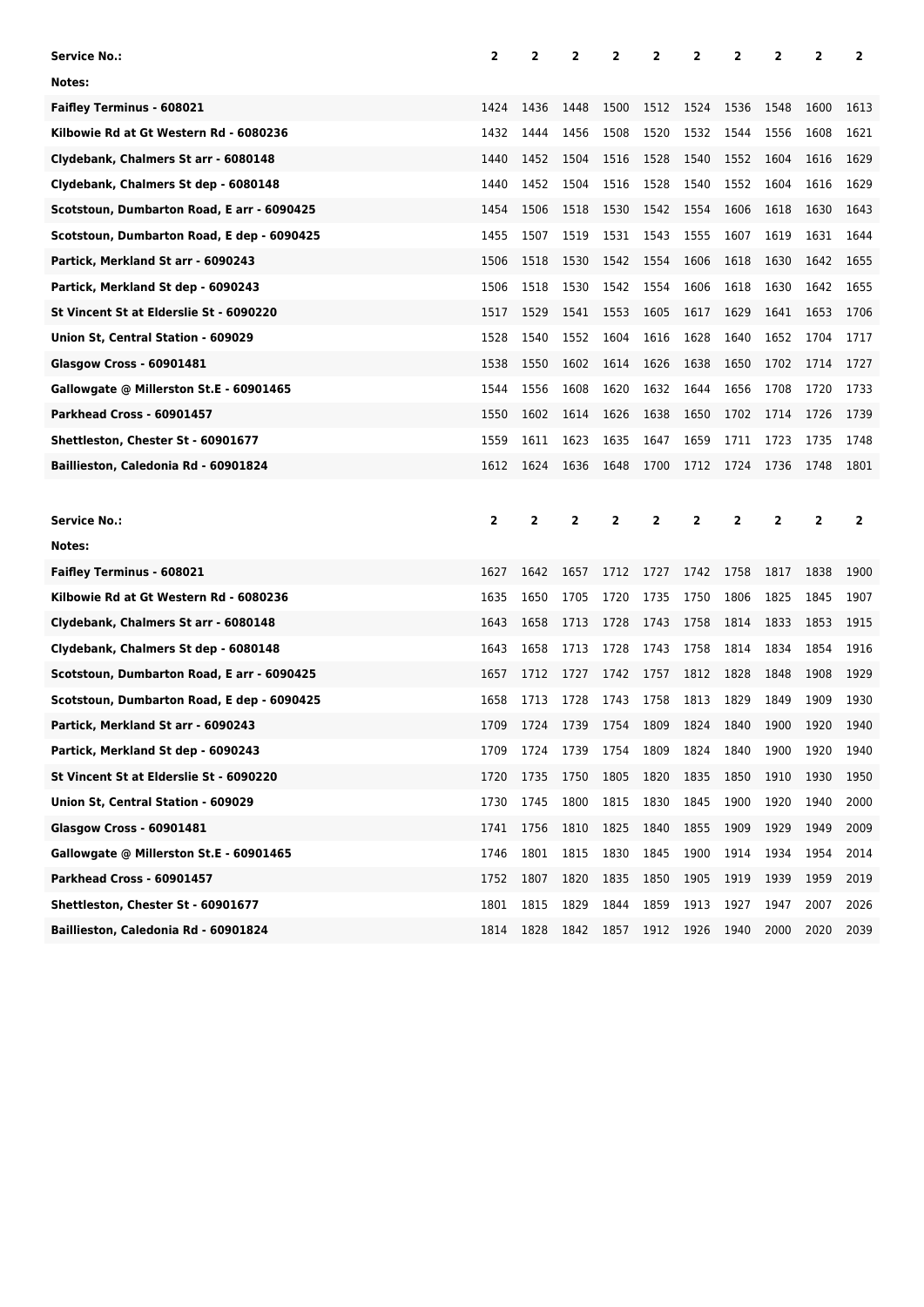| Service No.: | 2 | 2 | 2 | 2 | 2 | 2 | 2 | 2 | 2 | 2 |
|---|---|---|---|---|---|---|---|---|---|---|
| Notes: | | | | | | | | | | |
| Faifley Terminus - 608021 | 1424 | 1436 | 1448 | 1500 | 1512 | 1524 | 1536 | 1548 | 1600 | 1613 |
| Kilbowie Rd at Gt Western Rd - 6080236 | 1432 | 1444 | 1456 | 1508 | 1520 | 1532 | 1544 | 1556 | 1608 | 1621 |
| Clydebank, Chalmers St arr - 6080148 | 1440 | 1452 | 1504 | 1516 | 1528 | 1540 | 1552 | 1604 | 1616 | 1629 |
| Clydebank, Chalmers St dep - 6080148 | 1440 | 1452 | 1504 | 1516 | 1528 | 1540 | 1552 | 1604 | 1616 | 1629 |
| Scotstoun, Dumbarton Road, E arr - 6090425 | 1454 | 1506 | 1518 | 1530 | 1542 | 1554 | 1606 | 1618 | 1630 | 1643 |
| Scotstoun, Dumbarton Road, E dep - 6090425 | 1455 | 1507 | 1519 | 1531 | 1543 | 1555 | 1607 | 1619 | 1631 | 1644 |
| Partick, Merkland St arr - 6090243 | 1506 | 1518 | 1530 | 1542 | 1554 | 1606 | 1618 | 1630 | 1642 | 1655 |
| Partick, Merkland St dep - 6090243 | 1506 | 1518 | 1530 | 1542 | 1554 | 1606 | 1618 | 1630 | 1642 | 1655 |
| St Vincent St at Elderslie St - 6090220 | 1517 | 1529 | 1541 | 1553 | 1605 | 1617 | 1629 | 1641 | 1653 | 1706 |
| Union St, Central Station - 609029 | 1528 | 1540 | 1552 | 1604 | 1616 | 1628 | 1640 | 1652 | 1704 | 1717 |
| Glasgow Cross - 60901481 | 1538 | 1550 | 1602 | 1614 | 1626 | 1638 | 1650 | 1702 | 1714 | 1727 |
| Gallowgate @ Millerston St.E - 60901465 | 1544 | 1556 | 1608 | 1620 | 1632 | 1644 | 1656 | 1708 | 1720 | 1733 |
| Parkhead Cross - 60901457 | 1550 | 1602 | 1614 | 1626 | 1638 | 1650 | 1702 | 1714 | 1726 | 1739 |
| Shettleston, Chester St - 60901677 | 1559 | 1611 | 1623 | 1635 | 1647 | 1659 | 1711 | 1723 | 1735 | 1748 |
| Baillieston, Caledonia Rd - 60901824 | 1612 | 1624 | 1636 | 1648 | 1700 | 1712 | 1724 | 1736 | 1748 | 1801 |

| Service No.: | 2 | 2 | 2 | 2 | 2 | 2 | 2 | 2 | 2 | 2 |
|---|---|---|---|---|---|---|---|---|---|---|
| Notes: | | | | | | | | | | |
| Faifley Terminus - 608021 | 1627 | 1642 | 1657 | 1712 | 1727 | 1742 | 1758 | 1817 | 1838 | 1900 |
| Kilbowie Rd at Gt Western Rd - 6080236 | 1635 | 1650 | 1705 | 1720 | 1735 | 1750 | 1806 | 1825 | 1845 | 1907 |
| Clydebank, Chalmers St arr - 6080148 | 1643 | 1658 | 1713 | 1728 | 1743 | 1758 | 1814 | 1833 | 1853 | 1915 |
| Clydebank, Chalmers St dep - 6080148 | 1643 | 1658 | 1713 | 1728 | 1743 | 1758 | 1814 | 1834 | 1854 | 1916 |
| Scotstoun, Dumbarton Road, E arr - 6090425 | 1657 | 1712 | 1727 | 1742 | 1757 | 1812 | 1828 | 1848 | 1908 | 1929 |
| Scotstoun, Dumbarton Road, E dep - 6090425 | 1658 | 1713 | 1728 | 1743 | 1758 | 1813 | 1829 | 1849 | 1909 | 1930 |
| Partick, Merkland St arr - 6090243 | 1709 | 1724 | 1739 | 1754 | 1809 | 1824 | 1840 | 1900 | 1920 | 1940 |
| Partick, Merkland St dep - 6090243 | 1709 | 1724 | 1739 | 1754 | 1809 | 1824 | 1840 | 1900 | 1920 | 1940 |
| St Vincent St at Elderslie St - 6090220 | 1720 | 1735 | 1750 | 1805 | 1820 | 1835 | 1850 | 1910 | 1930 | 1950 |
| Union St, Central Station - 609029 | 1730 | 1745 | 1800 | 1815 | 1830 | 1845 | 1900 | 1920 | 1940 | 2000 |
| Glasgow Cross - 60901481 | 1741 | 1756 | 1810 | 1825 | 1840 | 1855 | 1909 | 1929 | 1949 | 2009 |
| Gallowgate @ Millerston St.E - 60901465 | 1746 | 1801 | 1815 | 1830 | 1845 | 1900 | 1914 | 1934 | 1954 | 2014 |
| Parkhead Cross - 60901457 | 1752 | 1807 | 1820 | 1835 | 1850 | 1905 | 1919 | 1939 | 1959 | 2019 |
| Shettleston, Chester St - 60901677 | 1801 | 1815 | 1829 | 1844 | 1859 | 1913 | 1927 | 1947 | 2007 | 2026 |
| Baillieston, Caledonia Rd - 60901824 | 1814 | 1828 | 1842 | 1857 | 1912 | 1926 | 1940 | 2000 | 2020 | 2039 |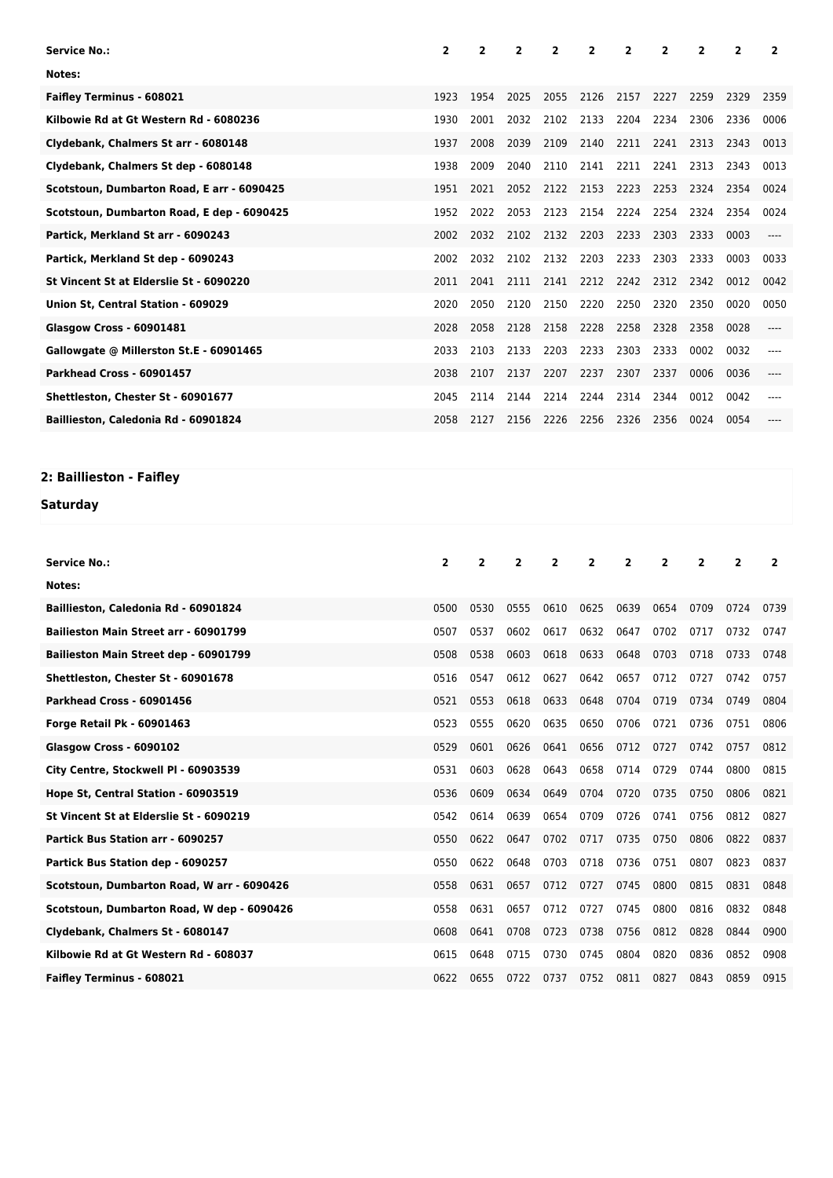| Service No.: | 2 | 2 | 2 | 2 | 2 | 2 | 2 | 2 | 2 | 2 |
|---|---|---|---|---|---|---|---|---|---|---|
| Notes: | | | | | | | | | | |
| Faifley Terminus - 608021 | 1923 | 1954 | 2025 | 2055 | 2126 | 2157 | 2227 | 2259 | 2329 | 2359 |
| Kilbowie Rd at Gt Western Rd - 6080236 | 1930 | 2001 | 2032 | 2102 | 2133 | 2204 | 2234 | 2306 | 2336 | 0006 |
| Clydebank, Chalmers St arr - 6080148 | 1937 | 2008 | 2039 | 2109 | 2140 | 2211 | 2241 | 2313 | 2343 | 0013 |
| Clydebank, Chalmers St dep - 6080148 | 1938 | 2009 | 2040 | 2110 | 2141 | 2211 | 2241 | 2313 | 2343 | 0013 |
| Scotstoun, Dumbarton Road, E arr - 6090425 | 1951 | 2021 | 2052 | 2122 | 2153 | 2223 | 2253 | 2324 | 2354 | 0024 |
| Scotstoun, Dumbarton Road, E dep - 6090425 | 1952 | 2022 | 2053 | 2123 | 2154 | 2224 | 2254 | 2324 | 2354 | 0024 |
| Partick, Merkland St arr - 6090243 | 2002 | 2032 | 2102 | 2132 | 2203 | 2233 | 2303 | 2333 | 0003 | ---- |
| Partick, Merkland St dep - 6090243 | 2002 | 2032 | 2102 | 2132 | 2203 | 2233 | 2303 | 2333 | 0003 | 0033 |
| St Vincent St at Elderslie St - 6090220 | 2011 | 2041 | 2111 | 2141 | 2212 | 2242 | 2312 | 2342 | 0012 | 0042 |
| Union St, Central Station - 609029 | 2020 | 2050 | 2120 | 2150 | 2220 | 2250 | 2320 | 2350 | 0020 | 0050 |
| Glasgow Cross - 60901481 | 2028 | 2058 | 2128 | 2158 | 2228 | 2258 | 2328 | 2358 | 0028 | ---- |
| Gallowgate @ Millerston St.E - 60901465 | 2033 | 2103 | 2133 | 2203 | 2233 | 2303 | 2333 | 0002 | 0032 | ---- |
| Parkhead Cross - 60901457 | 2038 | 2107 | 2137 | 2207 | 2237 | 2307 | 2337 | 0006 | 0036 | ---- |
| Shettleston, Chester St - 60901677 | 2045 | 2114 | 2144 | 2214 | 2244 | 2314 | 2344 | 0012 | 0042 | ---- |
| Baillieston, Caledonia Rd - 60901824 | 2058 | 2127 | 2156 | 2226 | 2256 | 2326 | 2356 | 0024 | 0054 | ---- |

## 2: Baillieston - Faifley

### Saturday

| Service No.: | 2 | 2 | 2 | 2 | 2 | 2 | 2 | 2 | 2 | 2 |
|---|---|---|---|---|---|---|---|---|---|---|
| Notes: | | | | | | | | | | |
| Baillieston, Caledonia Rd - 60901824 | 0500 | 0530 | 0555 | 0610 | 0625 | 0639 | 0654 | 0709 | 0724 | 0739 |
| Bailieston Main Street arr - 60901799 | 0507 | 0537 | 0602 | 0617 | 0632 | 0647 | 0702 | 0717 | 0732 | 0747 |
| Bailieston Main Street dep - 60901799 | 0508 | 0538 | 0603 | 0618 | 0633 | 0648 | 0703 | 0718 | 0733 | 0748 |
| Shettleston, Chester St - 60901678 | 0516 | 0547 | 0612 | 0627 | 0642 | 0657 | 0712 | 0727 | 0742 | 0757 |
| Parkhead Cross - 60901456 | 0521 | 0553 | 0618 | 0633 | 0648 | 0704 | 0719 | 0734 | 0749 | 0804 |
| Forge Retail Pk - 60901463 | 0523 | 0555 | 0620 | 0635 | 0650 | 0706 | 0721 | 0736 | 0751 | 0806 |
| Glasgow Cross - 6090102 | 0529 | 0601 | 0626 | 0641 | 0656 | 0712 | 0727 | 0742 | 0757 | 0812 |
| City Centre, Stockwell Pl - 60903539 | 0531 | 0603 | 0628 | 0643 | 0658 | 0714 | 0729 | 0744 | 0800 | 0815 |
| Hope St, Central Station - 60903519 | 0536 | 0609 | 0634 | 0649 | 0704 | 0720 | 0735 | 0750 | 0806 | 0821 |
| St Vincent St at Elderslie St - 6090219 | 0542 | 0614 | 0639 | 0654 | 0709 | 0726 | 0741 | 0756 | 0812 | 0827 |
| Partick Bus Station arr - 6090257 | 0550 | 0622 | 0647 | 0702 | 0717 | 0735 | 0750 | 0806 | 0822 | 0837 |
| Partick Bus Station dep - 6090257 | 0550 | 0622 | 0648 | 0703 | 0718 | 0736 | 0751 | 0807 | 0823 | 0837 |
| Scotstoun, Dumbarton Road, W arr - 6090426 | 0558 | 0631 | 0657 | 0712 | 0727 | 0745 | 0800 | 0815 | 0831 | 0848 |
| Scotstoun, Dumbarton Road, W dep - 6090426 | 0558 | 0631 | 0657 | 0712 | 0727 | 0745 | 0800 | 0816 | 0832 | 0848 |
| Clydebank, Chalmers St - 6080147 | 0608 | 0641 | 0708 | 0723 | 0738 | 0756 | 0812 | 0828 | 0844 | 0900 |
| Kilbowie Rd at Gt Western Rd - 608037 | 0615 | 0648 | 0715 | 0730 | 0745 | 0804 | 0820 | 0836 | 0852 | 0908 |
| Faifley Terminus - 608021 | 0622 | 0655 | 0722 | 0737 | 0752 | 0811 | 0827 | 0843 | 0859 | 0915 |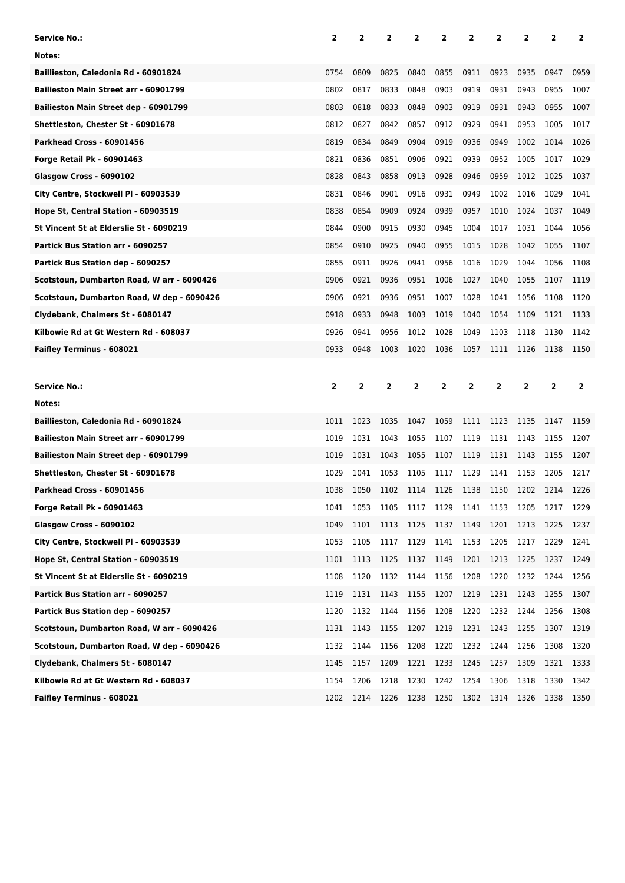| Service No.: | 2 | 2 | 2 | 2 | 2 | 2 | 2 | 2 | 2 | 2 |
| --- | --- | --- | --- | --- | --- | --- | --- | --- | --- | --- |
| Notes: | | | | | | | | | | |
| Baillieston, Caledonia Rd - 60901824 | 0754 | 0809 | 0825 | 0840 | 0855 | 0911 | 0923 | 0935 | 0947 | 0959 |
| Baillieston Main Street arr - 60901799 | 0802 | 0817 | 0833 | 0848 | 0903 | 0919 | 0931 | 0943 | 0955 | 1007 |
| Baillieston Main Street dep - 60901799 | 0803 | 0818 | 0833 | 0848 | 0903 | 0919 | 0931 | 0943 | 0955 | 1007 |
| Shettleston, Chester St - 60901678 | 0812 | 0827 | 0842 | 0857 | 0912 | 0929 | 0941 | 0953 | 1005 | 1017 |
| Parkhead Cross - 60901456 | 0819 | 0834 | 0849 | 0904 | 0919 | 0936 | 0949 | 1002 | 1014 | 1026 |
| Forge Retail Pk - 60901463 | 0821 | 0836 | 0851 | 0906 | 0921 | 0939 | 0952 | 1005 | 1017 | 1029 |
| Glasgow Cross - 6090102 | 0828 | 0843 | 0858 | 0913 | 0928 | 0946 | 0959 | 1012 | 1025 | 1037 |
| City Centre, Stockwell Pl - 60903539 | 0831 | 0846 | 0901 | 0916 | 0931 | 0949 | 1002 | 1016 | 1029 | 1041 |
| Hope St, Central Station - 60903519 | 0838 | 0854 | 0909 | 0924 | 0939 | 0957 | 1010 | 1024 | 1037 | 1049 |
| St Vincent St at Elderslie St - 6090219 | 0844 | 0900 | 0915 | 0930 | 0945 | 1004 | 1017 | 1031 | 1044 | 1056 |
| Partick Bus Station arr - 6090257 | 0854 | 0910 | 0925 | 0940 | 0955 | 1015 | 1028 | 1042 | 1055 | 1107 |
| Partick Bus Station dep - 6090257 | 0855 | 0911 | 0926 | 0941 | 0956 | 1016 | 1029 | 1044 | 1056 | 1108 |
| Scotstoun, Dumbarton Road, W arr - 6090426 | 0906 | 0921 | 0936 | 0951 | 1006 | 1027 | 1040 | 1055 | 1107 | 1119 |
| Scotstoun, Dumbarton Road, W dep - 6090426 | 0906 | 0921 | 0936 | 0951 | 1007 | 1028 | 1041 | 1056 | 1108 | 1120 |
| Clydebank, Chalmers St - 6080147 | 0918 | 0933 | 0948 | 1003 | 1019 | 1040 | 1054 | 1109 | 1121 | 1133 |
| Kilbowie Rd at Gt Western Rd - 608037 | 0926 | 0941 | 0956 | 1012 | 1028 | 1049 | 1103 | 1118 | 1130 | 1142 |
| Faifley Terminus - 608021 | 0933 | 0948 | 1003 | 1020 | 1036 | 1057 | 1111 | 1126 | 1138 | 1150 |

| Service No.: | 2 | 2 | 2 | 2 | 2 | 2 | 2 | 2 | 2 | 2 |
| --- | --- | --- | --- | --- | --- | --- | --- | --- | --- | --- |
| Notes: | | | | | | | | | | |
| Baillieston, Caledonia Rd - 60901824 | 1011 | 1023 | 1035 | 1047 | 1059 | 1111 | 1123 | 1135 | 1147 | 1159 |
| Baillieston Main Street arr - 60901799 | 1019 | 1031 | 1043 | 1055 | 1107 | 1119 | 1131 | 1143 | 1155 | 1207 |
| Baillieston Main Street dep - 60901799 | 1019 | 1031 | 1043 | 1055 | 1107 | 1119 | 1131 | 1143 | 1155 | 1207 |
| Shettleston, Chester St - 60901678 | 1029 | 1041 | 1053 | 1105 | 1117 | 1129 | 1141 | 1153 | 1205 | 1217 |
| Parkhead Cross - 60901456 | 1038 | 1050 | 1102 | 1114 | 1126 | 1138 | 1150 | 1202 | 1214 | 1226 |
| Forge Retail Pk - 60901463 | 1041 | 1053 | 1105 | 1117 | 1129 | 1141 | 1153 | 1205 | 1217 | 1229 |
| Glasgow Cross - 6090102 | 1049 | 1101 | 1113 | 1125 | 1137 | 1149 | 1201 | 1213 | 1225 | 1237 |
| City Centre, Stockwell Pl - 60903539 | 1053 | 1105 | 1117 | 1129 | 1141 | 1153 | 1205 | 1217 | 1229 | 1241 |
| Hope St, Central Station - 60903519 | 1101 | 1113 | 1125 | 1137 | 1149 | 1201 | 1213 | 1225 | 1237 | 1249 |
| St Vincent St at Elderslie St - 6090219 | 1108 | 1120 | 1132 | 1144 | 1156 | 1208 | 1220 | 1232 | 1244 | 1256 |
| Partick Bus Station arr - 6090257 | 1119 | 1131 | 1143 | 1155 | 1207 | 1219 | 1231 | 1243 | 1255 | 1307 |
| Partick Bus Station dep - 6090257 | 1120 | 1132 | 1144 | 1156 | 1208 | 1220 | 1232 | 1244 | 1256 | 1308 |
| Scotstoun, Dumbarton Road, W arr - 6090426 | 1131 | 1143 | 1155 | 1207 | 1219 | 1231 | 1243 | 1255 | 1307 | 1319 |
| Scotstoun, Dumbarton Road, W dep - 6090426 | 1132 | 1144 | 1156 | 1208 | 1220 | 1232 | 1244 | 1256 | 1308 | 1320 |
| Clydebank, Chalmers St - 6080147 | 1145 | 1157 | 1209 | 1221 | 1233 | 1245 | 1257 | 1309 | 1321 | 1333 |
| Kilbowie Rd at Gt Western Rd - 608037 | 1154 | 1206 | 1218 | 1230 | 1242 | 1254 | 1306 | 1318 | 1330 | 1342 |
| Faifley Terminus - 608021 | 1202 | 1214 | 1226 | 1238 | 1250 | 1302 | 1314 | 1326 | 1338 | 1350 |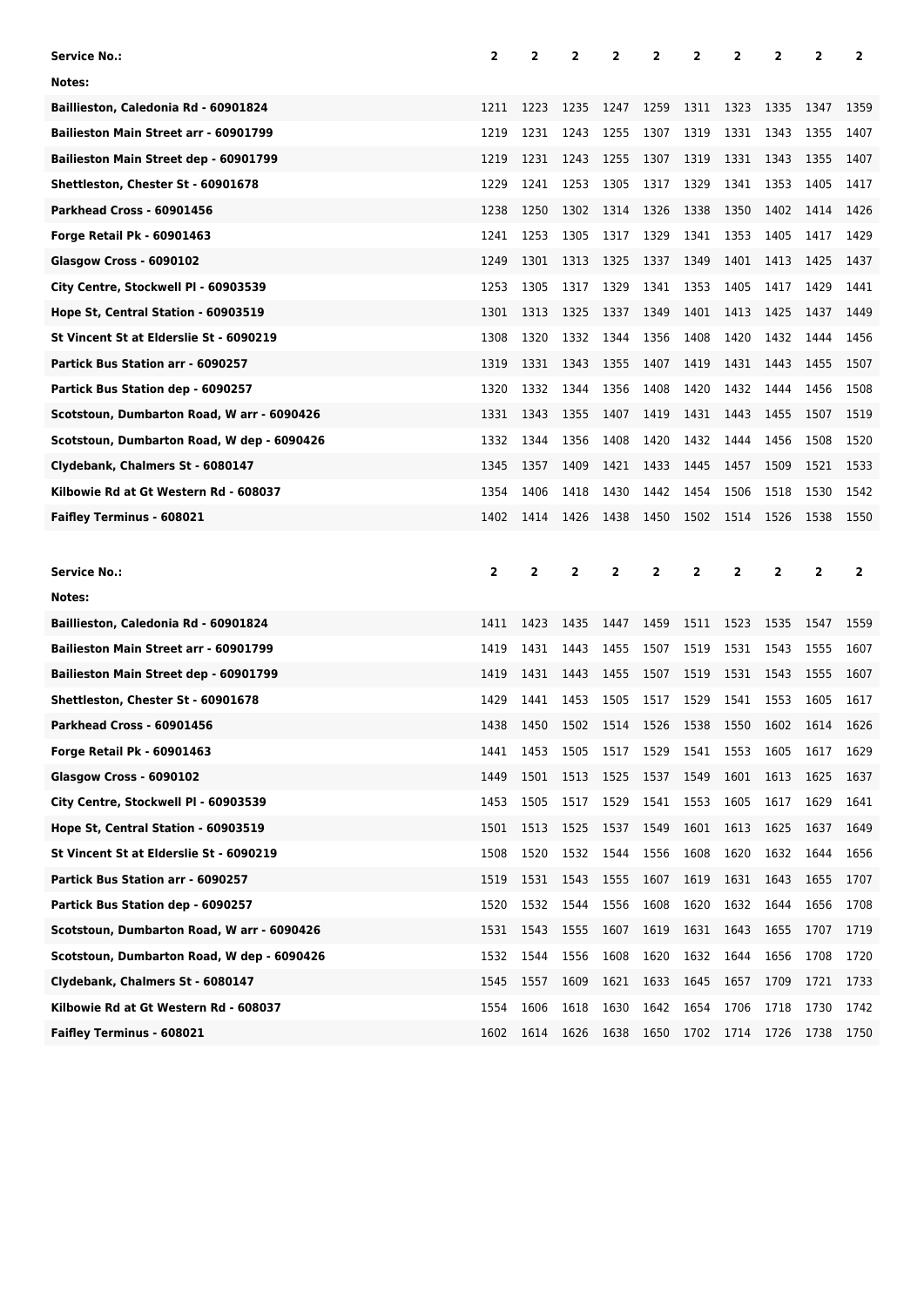| Service No.: | 2 | 2 | 2 | 2 | 2 | 2 | 2 | 2 | 2 | 2 |
|---|---|---|---|---|---|---|---|---|---|---|
| Notes: | | | | | | | | | | |
| Baillieston, Caledonia Rd - 60901824 | 1211 | 1223 | 1235 | 1247 | 1259 | 1311 | 1323 | 1335 | 1347 | 1359 |
| Bailieston Main Street arr - 60901799 | 1219 | 1231 | 1243 | 1255 | 1307 | 1319 | 1331 | 1343 | 1355 | 1407 |
| Bailieston Main Street dep - 60901799 | 1219 | 1231 | 1243 | 1255 | 1307 | 1319 | 1331 | 1343 | 1355 | 1407 |
| Shettleston, Chester St - 60901678 | 1229 | 1241 | 1253 | 1305 | 1317 | 1329 | 1341 | 1353 | 1405 | 1417 |
| Parkhead Cross - 60901456 | 1238 | 1250 | 1302 | 1314 | 1326 | 1338 | 1350 | 1402 | 1414 | 1426 |
| Forge Retail Pk - 60901463 | 1241 | 1253 | 1305 | 1317 | 1329 | 1341 | 1353 | 1405 | 1417 | 1429 |
| Glasgow Cross - 6090102 | 1249 | 1301 | 1313 | 1325 | 1337 | 1349 | 1401 | 1413 | 1425 | 1437 |
| City Centre, Stockwell Pl - 60903539 | 1253 | 1305 | 1317 | 1329 | 1341 | 1353 | 1405 | 1417 | 1429 | 1441 |
| Hope St, Central Station - 60903519 | 1301 | 1313 | 1325 | 1337 | 1349 | 1401 | 1413 | 1425 | 1437 | 1449 |
| St Vincent St at Elderslie St - 6090219 | 1308 | 1320 | 1332 | 1344 | 1356 | 1408 | 1420 | 1432 | 1444 | 1456 |
| Partick Bus Station arr - 6090257 | 1319 | 1331 | 1343 | 1355 | 1407 | 1419 | 1431 | 1443 | 1455 | 1507 |
| Partick Bus Station dep - 6090257 | 1320 | 1332 | 1344 | 1356 | 1408 | 1420 | 1432 | 1444 | 1456 | 1508 |
| Scotstoun, Dumbarton Road, W arr - 6090426 | 1331 | 1343 | 1355 | 1407 | 1419 | 1431 | 1443 | 1455 | 1507 | 1519 |
| Scotstoun, Dumbarton Road, W dep - 6090426 | 1332 | 1344 | 1356 | 1408 | 1420 | 1432 | 1444 | 1456 | 1508 | 1520 |
| Clydebank, Chalmers St - 6080147 | 1345 | 1357 | 1409 | 1421 | 1433 | 1445 | 1457 | 1509 | 1521 | 1533 |
| Kilbowie Rd at Gt Western Rd - 608037 | 1354 | 1406 | 1418 | 1430 | 1442 | 1454 | 1506 | 1518 | 1530 | 1542 |
| Faifley Terminus - 608021 | 1402 | 1414 | 1426 | 1438 | 1450 | 1502 | 1514 | 1526 | 1538 | 1550 |

| Service No.: | 2 | 2 | 2 | 2 | 2 | 2 | 2 | 2 | 2 | 2 |
|---|---|---|---|---|---|---|---|---|---|---|
| Notes: | | | | | | | | | | |
| Baillieston, Caledonia Rd - 60901824 | 1411 | 1423 | 1435 | 1447 | 1459 | 1511 | 1523 | 1535 | 1547 | 1559 |
| Bailieston Main Street arr - 60901799 | 1419 | 1431 | 1443 | 1455 | 1507 | 1519 | 1531 | 1543 | 1555 | 1607 |
| Bailieston Main Street dep - 60901799 | 1419 | 1431 | 1443 | 1455 | 1507 | 1519 | 1531 | 1543 | 1555 | 1607 |
| Shettleston, Chester St - 60901678 | 1429 | 1441 | 1453 | 1505 | 1517 | 1529 | 1541 | 1553 | 1605 | 1617 |
| Parkhead Cross - 60901456 | 1438 | 1450 | 1502 | 1514 | 1526 | 1538 | 1550 | 1602 | 1614 | 1626 |
| Forge Retail Pk - 60901463 | 1441 | 1453 | 1505 | 1517 | 1529 | 1541 | 1553 | 1605 | 1617 | 1629 |
| Glasgow Cross - 6090102 | 1449 | 1501 | 1513 | 1525 | 1537 | 1549 | 1601 | 1613 | 1625 | 1637 |
| City Centre, Stockwell Pl - 60903539 | 1453 | 1505 | 1517 | 1529 | 1541 | 1553 | 1605 | 1617 | 1629 | 1641 |
| Hope St, Central Station - 60903519 | 1501 | 1513 | 1525 | 1537 | 1549 | 1601 | 1613 | 1625 | 1637 | 1649 |
| St Vincent St at Elderslie St - 6090219 | 1508 | 1520 | 1532 | 1544 | 1556 | 1608 | 1620 | 1632 | 1644 | 1656 |
| Partick Bus Station arr - 6090257 | 1519 | 1531 | 1543 | 1555 | 1607 | 1619 | 1631 | 1643 | 1655 | 1707 |
| Partick Bus Station dep - 6090257 | 1520 | 1532 | 1544 | 1556 | 1608 | 1620 | 1632 | 1644 | 1656 | 1708 |
| Scotstoun, Dumbarton Road, W arr - 6090426 | 1531 | 1543 | 1555 | 1607 | 1619 | 1631 | 1643 | 1655 | 1707 | 1719 |
| Scotstoun, Dumbarton Road, W dep - 6090426 | 1532 | 1544 | 1556 | 1608 | 1620 | 1632 | 1644 | 1656 | 1708 | 1720 |
| Clydebank, Chalmers St - 6080147 | 1545 | 1557 | 1609 | 1621 | 1633 | 1645 | 1657 | 1709 | 1721 | 1733 |
| Kilbowie Rd at Gt Western Rd - 608037 | 1554 | 1606 | 1618 | 1630 | 1642 | 1654 | 1706 | 1718 | 1730 | 1742 |
| Faifley Terminus - 608021 | 1602 | 1614 | 1626 | 1638 | 1650 | 1702 | 1714 | 1726 | 1738 | 1750 |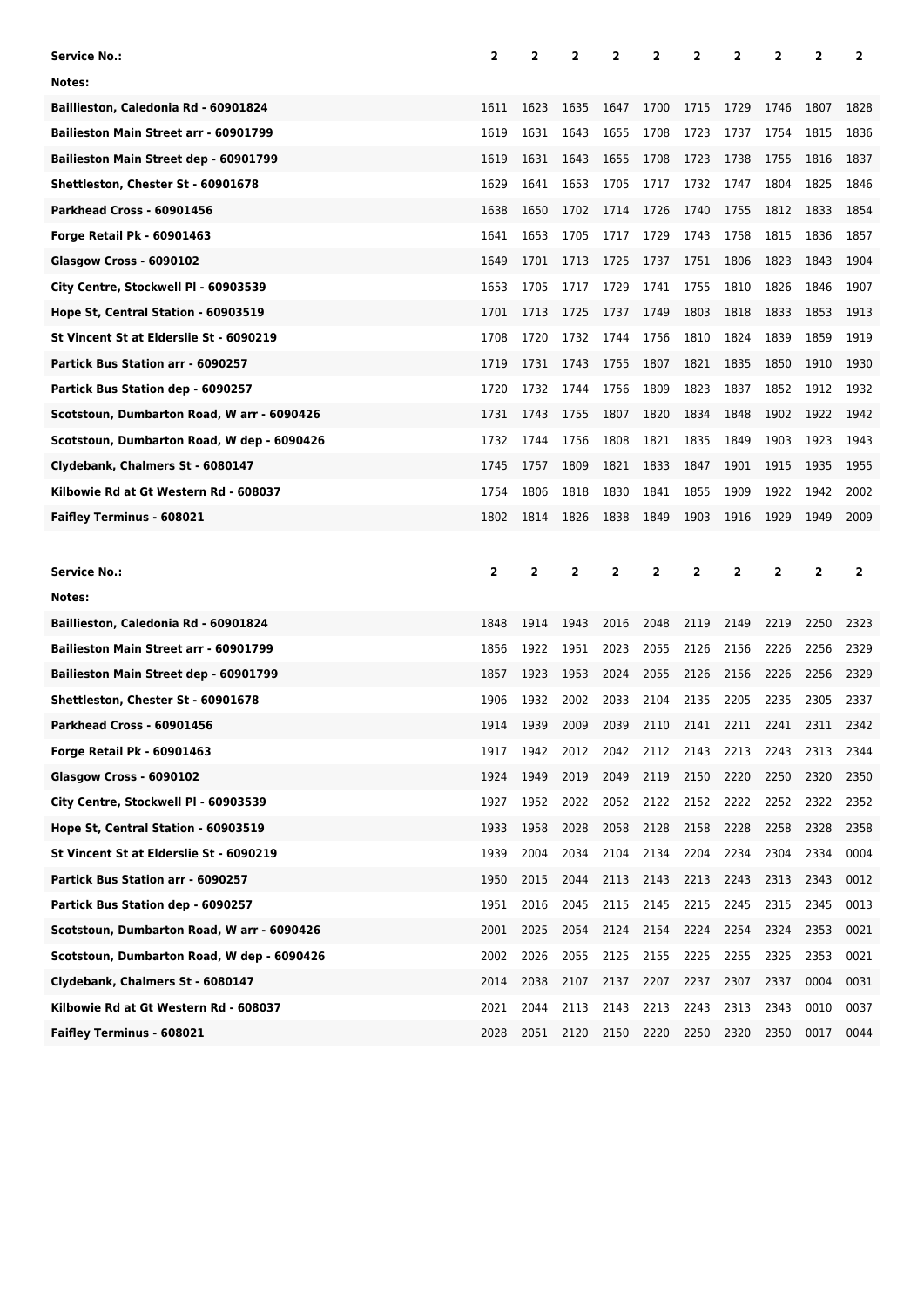| Service No.: | 2 | 2 | 2 | 2 | 2 | 2 | 2 | 2 | 2 | 2 |
|---|---|---|---|---|---|---|---|---|---|---|
| Notes: | | | | | | | | | | |
| Baillieston, Caledonia Rd - 60901824 | 1611 | 1623 | 1635 | 1647 | 1700 | 1715 | 1729 | 1746 | 1807 | 1828 |
| Bailieston Main Street arr - 60901799 | 1619 | 1631 | 1643 | 1655 | 1708 | 1723 | 1737 | 1754 | 1815 | 1836 |
| Bailieston Main Street dep - 60901799 | 1619 | 1631 | 1643 | 1655 | 1708 | 1723 | 1738 | 1755 | 1816 | 1837 |
| Shettleston, Chester St - 60901678 | 1629 | 1641 | 1653 | 1705 | 1717 | 1732 | 1747 | 1804 | 1825 | 1846 |
| Parkhead Cross - 60901456 | 1638 | 1650 | 1702 | 1714 | 1726 | 1740 | 1755 | 1812 | 1833 | 1854 |
| Forge Retail Pk - 60901463 | 1641 | 1653 | 1705 | 1717 | 1729 | 1743 | 1758 | 1815 | 1836 | 1857 |
| Glasgow Cross - 6090102 | 1649 | 1701 | 1713 | 1725 | 1737 | 1751 | 1806 | 1823 | 1843 | 1904 |
| City Centre, Stockwell Pl - 60903539 | 1653 | 1705 | 1717 | 1729 | 1741 | 1755 | 1810 | 1826 | 1846 | 1907 |
| Hope St, Central Station - 60903519 | 1701 | 1713 | 1725 | 1737 | 1749 | 1803 | 1818 | 1833 | 1853 | 1913 |
| St Vincent St at Elderslie St - 6090219 | 1708 | 1720 | 1732 | 1744 | 1756 | 1810 | 1824 | 1839 | 1859 | 1919 |
| Partick Bus Station arr - 6090257 | 1719 | 1731 | 1743 | 1755 | 1807 | 1821 | 1835 | 1850 | 1910 | 1930 |
| Partick Bus Station dep - 6090257 | 1720 | 1732 | 1744 | 1756 | 1809 | 1823 | 1837 | 1852 | 1912 | 1932 |
| Scotstoun, Dumbarton Road, W arr - 6090426 | 1731 | 1743 | 1755 | 1807 | 1820 | 1834 | 1848 | 1902 | 1922 | 1942 |
| Scotstoun, Dumbarton Road, W dep - 6090426 | 1732 | 1744 | 1756 | 1808 | 1821 | 1835 | 1849 | 1903 | 1923 | 1943 |
| Clydebank, Chalmers St - 6080147 | 1745 | 1757 | 1809 | 1821 | 1833 | 1847 | 1901 | 1915 | 1935 | 1955 |
| Kilbowie Rd at Gt Western Rd - 608037 | 1754 | 1806 | 1818 | 1830 | 1841 | 1855 | 1909 | 1922 | 1942 | 2002 |
| Faifley Terminus - 608021 | 1802 | 1814 | 1826 | 1838 | 1849 | 1903 | 1916 | 1929 | 1949 | 2009 |

| Service No.: | 2 | 2 | 2 | 2 | 2 | 2 | 2 | 2 | 2 | 2 |
|---|---|---|---|---|---|---|---|---|---|---|
| Notes: | | | | | | | | | | |
| Baillieston, Caledonia Rd - 60901824 | 1848 | 1914 | 1943 | 2016 | 2048 | 2119 | 2149 | 2219 | 2250 | 2323 |
| Bailieston Main Street arr - 60901799 | 1856 | 1922 | 1951 | 2023 | 2055 | 2126 | 2156 | 2226 | 2256 | 2329 |
| Bailieston Main Street dep - 60901799 | 1857 | 1923 | 1953 | 2024 | 2055 | 2126 | 2156 | 2226 | 2256 | 2329 |
| Shettleston, Chester St - 60901678 | 1906 | 1932 | 2002 | 2033 | 2104 | 2135 | 2205 | 2235 | 2305 | 2337 |
| Parkhead Cross - 60901456 | 1914 | 1939 | 2009 | 2039 | 2110 | 2141 | 2211 | 2241 | 2311 | 2342 |
| Forge Retail Pk - 60901463 | 1917 | 1942 | 2012 | 2042 | 2112 | 2143 | 2213 | 2243 | 2313 | 2344 |
| Glasgow Cross - 6090102 | 1924 | 1949 | 2019 | 2049 | 2119 | 2150 | 2220 | 2250 | 2320 | 2350 |
| City Centre, Stockwell Pl - 60903539 | 1927 | 1952 | 2022 | 2052 | 2122 | 2152 | 2222 | 2252 | 2322 | 2352 |
| Hope St, Central Station - 60903519 | 1933 | 1958 | 2028 | 2058 | 2128 | 2158 | 2228 | 2258 | 2328 | 2358 |
| St Vincent St at Elderslie St - 6090219 | 1939 | 2004 | 2034 | 2104 | 2134 | 2204 | 2234 | 2304 | 2334 | 0004 |
| Partick Bus Station arr - 6090257 | 1950 | 2015 | 2044 | 2113 | 2143 | 2213 | 2243 | 2313 | 2343 | 0012 |
| Partick Bus Station dep - 6090257 | 1951 | 2016 | 2045 | 2115 | 2145 | 2215 | 2245 | 2315 | 2345 | 0013 |
| Scotstoun, Dumbarton Road, W arr - 6090426 | 2001 | 2025 | 2054 | 2124 | 2154 | 2224 | 2254 | 2324 | 2353 | 0021 |
| Scotstoun, Dumbarton Road, W dep - 6090426 | 2002 | 2026 | 2055 | 2125 | 2155 | 2225 | 2255 | 2325 | 2353 | 0021 |
| Clydebank, Chalmers St - 6080147 | 2014 | 2038 | 2107 | 2137 | 2207 | 2237 | 2307 | 2337 | 0004 | 0031 |
| Kilbowie Rd at Gt Western Rd - 608037 | 2021 | 2044 | 2113 | 2143 | 2213 | 2243 | 2313 | 2343 | 0010 | 0037 |
| Faifley Terminus - 608021 | 2028 | 2051 | 2120 | 2150 | 2220 | 2250 | 2320 | 2350 | 0017 | 0044 |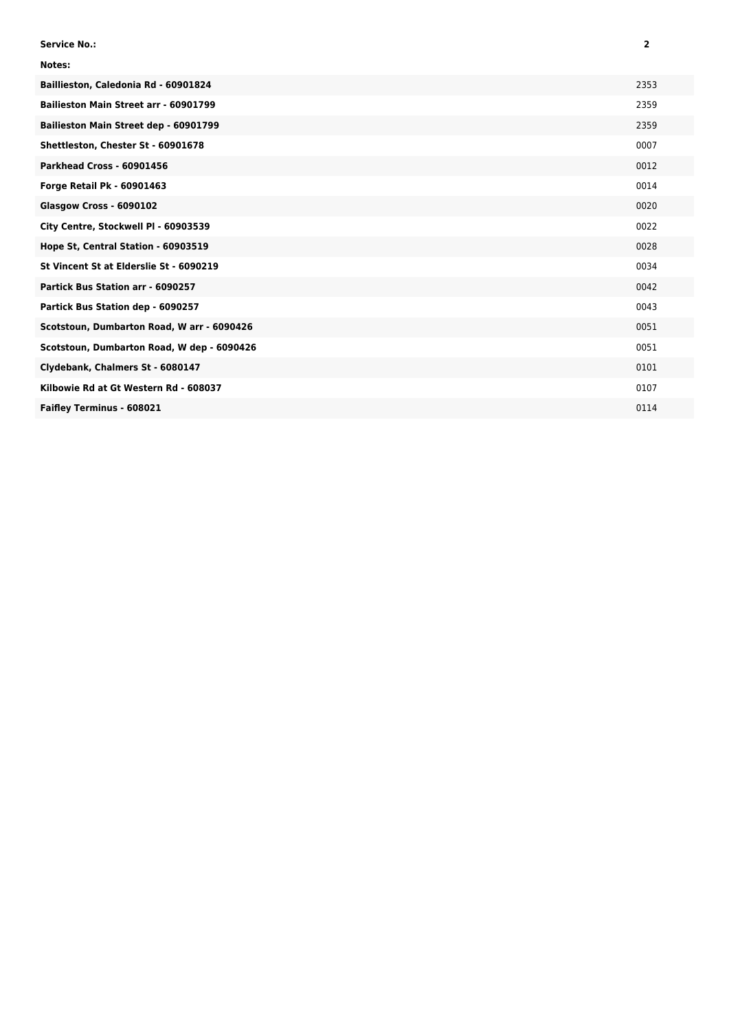| | |
|---|---|
| **Service No.:** | **2** |
| **Notes:** | |
| **Baillieston, Caledonia Rd - 60901824** | 2353 |
| **Bailieston Main Street arr - 60901799** | 2359 |
| **Bailieston Main Street dep - 60901799** | 2359 |
| **Shettleston, Chester St - 60901678** | 0007 |
| **Parkhead Cross - 60901456** | 0012 |
| **Forge Retail Pk - 60901463** | 0014 |
| **Glasgow Cross - 6090102** | 0020 |
| **City Centre, Stockwell Pl - 60903539** | 0022 |
| **Hope St, Central Station - 60903519** | 0028 |
| **St Vincent St at Elderslie St - 6090219** | 0034 |
| **Partick Bus Station arr - 6090257** | 0042 |
| **Partick Bus Station dep - 6090257** | 0043 |
| **Scotstoun, Dumbarton Road, W arr - 6090426** | 0051 |
| **Scotstoun, Dumbarton Road, W dep - 6090426** | 0051 |
| **Clydebank, Chalmers St - 6080147** | 0101 |
| **Kilbowie Rd at Gt Western Rd - 608037** | 0107 |
| **Faifley Terminus - 608021** | 0114 |